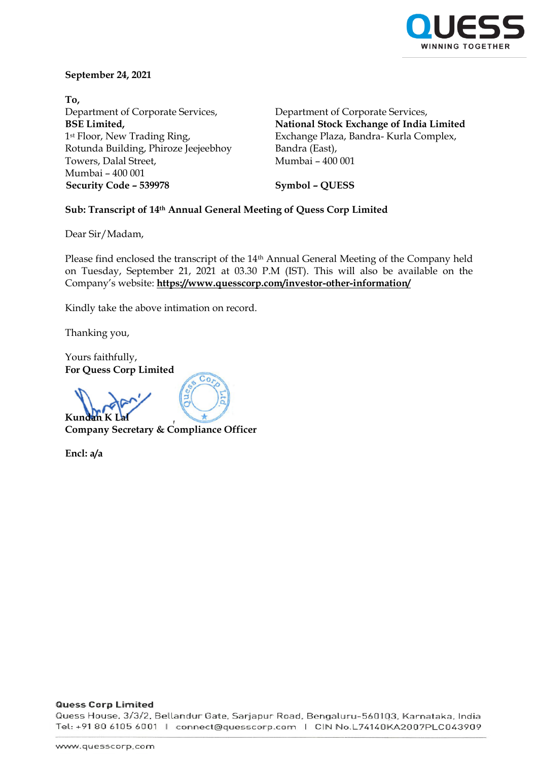**September 24, 2021**

**To,**

Department of Corporate Services,
**BSE Limited,**
1st Floor, New Trading Ring,
Rotunda Building, Phiroze Jeejeebhoy
Towers, Dalal Street,
Mumbai – 400 001
**Security Code – 539978**

Department of Corporate Services,
**National Stock Exchange of India Limited**
Exchange Plaza, Bandra- Kurla Complex,
Bandra (East),
Mumbai – 400 001

**Symbol – QUESS**

**Sub: Transcript of 14th Annual General Meeting of Quess Corp Limited**

Dear Sir/Madam,

Please find enclosed the transcript of the 14th Annual General Meeting of the Company held on Tuesday, September 21, 2021 at 03.30 P.M (IST). This will also be available on the Company's website: **https://www.quesscorp.com/investor-other-information/**

Kindly take the above intimation on record.

Thanking you,

Yours faithfully,
**For Quess Corp Limited**

**Kundan K Lal**
**Company Secretary & Compliance Officer**

**Encl: a/a**

**Quess Corp Limited**
Quess House, 3/3/2, Bellandur Gate, Sarjapur Road, Bengaluru-560103, Karnataka, India
Tel: +91 80 6105 6001 | connect@quesscorp.com | CIN No.L74140KA2007PLC043909

www.quesscorp.com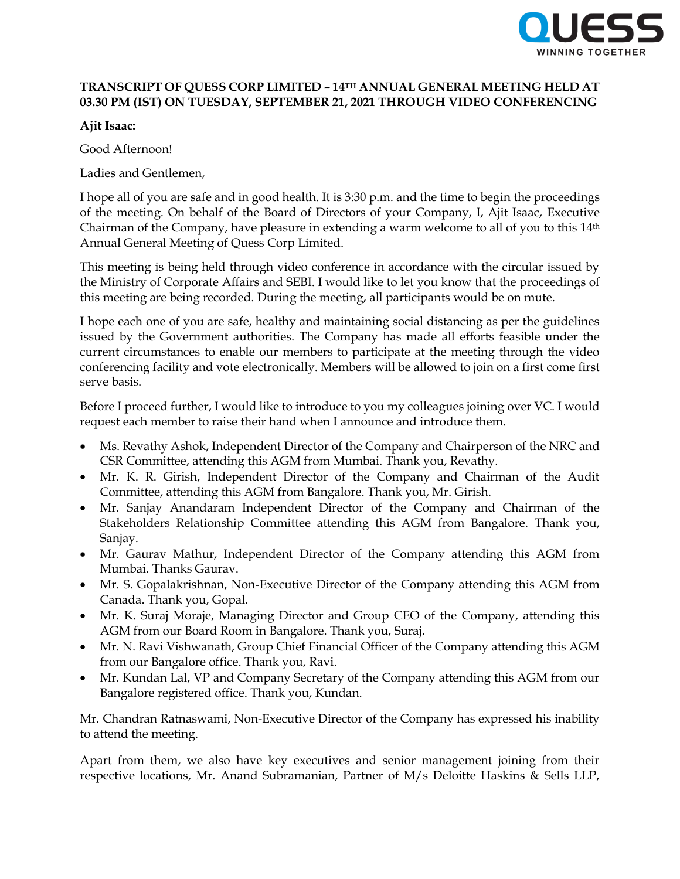**TRANSCRIPT OF QUESS CORP LIMITED – 14TH ANNUAL GENERAL MEETING HELD AT 03.30 PM (IST) ON TUESDAY, SEPTEMBER 21, 2021 THROUGH VIDEO CONFERENCING**

**Ajit Isaac:**

Good Afternoon!

Ladies and Gentlemen,

I hope all of you are safe and in good health. It is 3:30 p.m. and the time to begin the proceedings of the meeting. On behalf of the Board of Directors of your Company, I, Ajit Isaac, Executive Chairman of the Company, have pleasure in extending a warm welcome to all of you to this 14th Annual General Meeting of Quess Corp Limited.

This meeting is being held through video conference in accordance with the circular issued by the Ministry of Corporate Affairs and SEBI. I would like to let you know that the proceedings of this meeting are being recorded. During the meeting, all participants would be on mute.

I hope each one of you are safe, healthy and maintaining social distancing as per the guidelines issued by the Government authorities. The Company has made all efforts feasible under the current circumstances to enable our members to participate at the meeting through the video conferencing facility and vote electronically. Members will be allowed to join on a first come first serve basis.

Before I proceed further, I would like to introduce to you my colleagues joining over VC. I would request each member to raise their hand when I announce and introduce them.

- Ms. Revathy Ashok, Independent Director of the Company and Chairperson of the NRC and CSR Committee, attending this AGM from Mumbai. Thank you, Revathy.
- Mr. K. R. Girish, Independent Director of the Company and Chairman of the Audit Committee, attending this AGM from Bangalore. Thank you, Mr. Girish.
- Mr. Sanjay Anandaram Independent Director of the Company and Chairman of the Stakeholders Relationship Committee attending this AGM from Bangalore. Thank you, Sanjay.
- Mr. Gaurav Mathur, Independent Director of the Company attending this AGM from Mumbai. Thanks Gaurav.
- Mr. S. Gopalakrishnan, Non-Executive Director of the Company attending this AGM from Canada. Thank you, Gopal.
- Mr. K. Suraj Moraje, Managing Director and Group CEO of the Company, attending this AGM from our Board Room in Bangalore. Thank you, Suraj.
- Mr. N. Ravi Vishwanath, Group Chief Financial Officer of the Company attending this AGM from our Bangalore office. Thank you, Ravi.
- Mr. Kundan Lal, VP and Company Secretary of the Company attending this AGM from our Bangalore registered office. Thank you, Kundan.

Mr. Chandran Ratnaswami, Non-Executive Director of the Company has expressed his inability to attend the meeting.

Apart from them, we also have key executives and senior management joining from their respective locations, Mr. Anand Subramanian, Partner of M/s Deloitte Haskins & Sells LLP,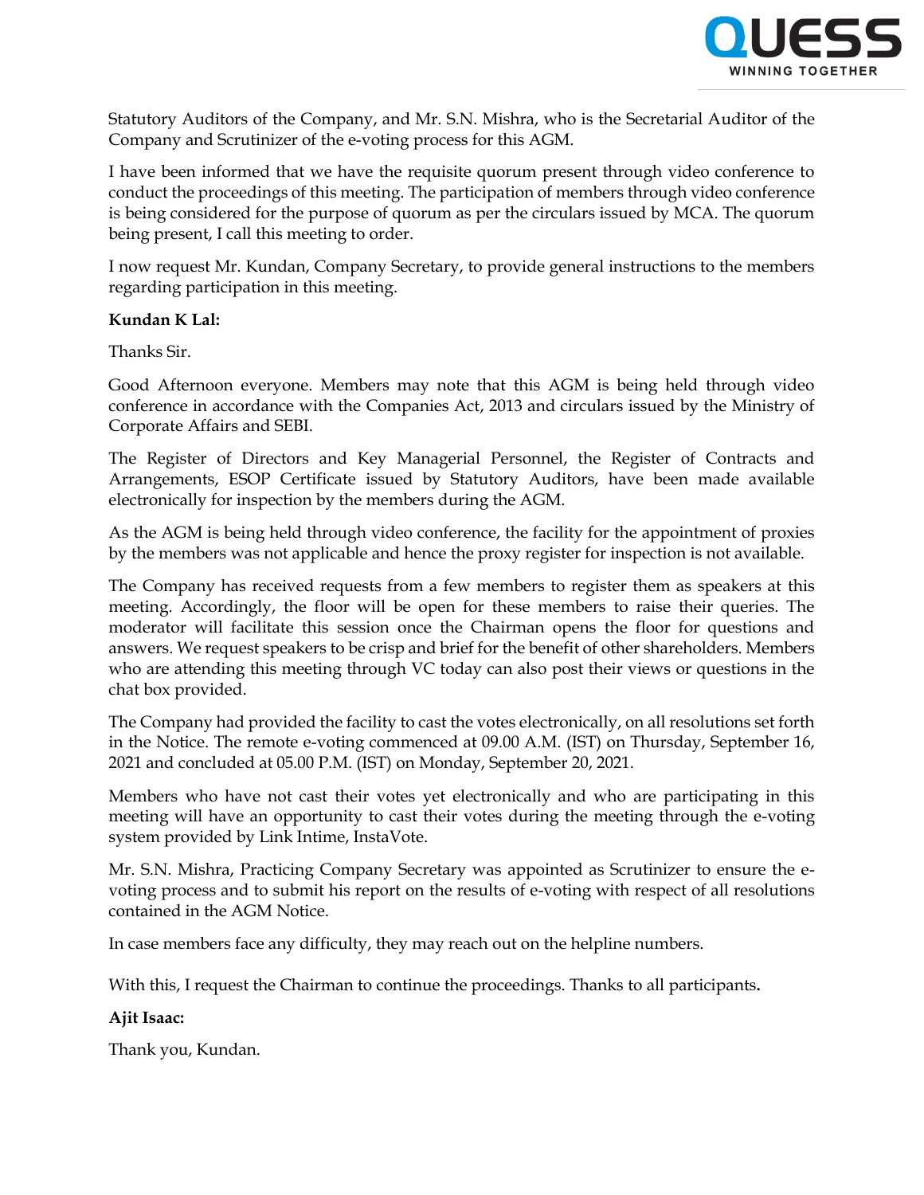Statutory Auditors of the Company, and Mr. S.N. Mishra, who is the Secretarial Auditor of the Company and Scrutinizer of the e-voting process for this AGM.

I have been informed that we have the requisite quorum present through video conference to conduct the proceedings of this meeting. The participation of members through video conference is being considered for the purpose of quorum as per the circulars issued by MCA. The quorum being present, I call this meeting to order.

I now request Mr. Kundan, Company Secretary, to provide general instructions to the members regarding participation in this meeting.

**Kundan K Lal:**

Thanks Sir.

Good Afternoon everyone. Members may note that this AGM is being held through video conference in accordance with the Companies Act, 2013 and circulars issued by the Ministry of Corporate Affairs and SEBI.

The Register of Directors and Key Managerial Personnel, the Register of Contracts and Arrangements, ESOP Certificate issued by Statutory Auditors, have been made available electronically for inspection by the members during the AGM.

As the AGM is being held through video conference, the facility for the appointment of proxies by the members was not applicable and hence the proxy register for inspection is not available.

The Company has received requests from a few members to register them as speakers at this meeting. Accordingly, the floor will be open for these members to raise their queries. The moderator will facilitate this session once the Chairman opens the floor for questions and answers. We request speakers to be crisp and brief for the benefit of other shareholders. Members who are attending this meeting through VC today can also post their views or questions in the chat box provided.

The Company had provided the facility to cast the votes electronically, on all resolutions set forth in the Notice. The remote e-voting commenced at 09.00 A.M. (IST) on Thursday, September 16, 2021 and concluded at 05.00 P.M. (IST) on Monday, September 20, 2021.

Members who have not cast their votes yet electronically and who are participating in this meeting will have an opportunity to cast their votes during the meeting through the e-voting system provided by Link Intime, InstaVote.

Mr. S.N. Mishra, Practicing Company Secretary was appointed as Scrutinizer to ensure the e-voting process and to submit his report on the results of e-voting with respect of all resolutions contained in the AGM Notice.

In case members face any difficulty, they may reach out on the helpline numbers.

With this, I request the Chairman to continue the proceedings. Thanks to all participants.

**Ajit Isaac:**

Thank you, Kundan.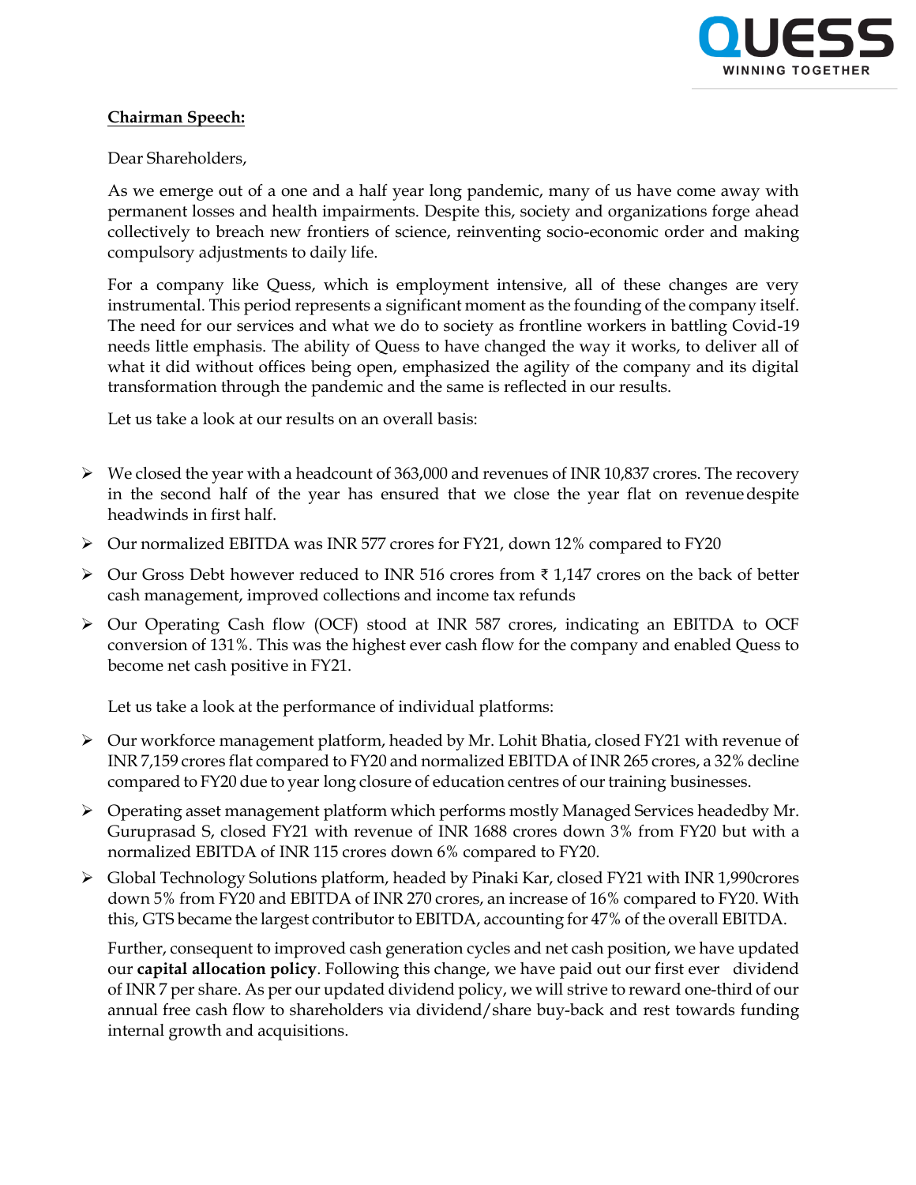**Chairman Speech:**

Dear Shareholders,

As we emerge out of a one and a half year long pandemic, many of us have come away with permanent losses and health impairments. Despite this, society and organizations forge ahead collectively to breach new frontiers of science, reinventing socio-economic order and making compulsory adjustments to daily life.

For a company like Quess, which is employment intensive, all of these changes are very instrumental. This period represents a significant moment as the founding of the company itself. The need for our services and what we do to society as frontline workers in battling Covid-19 needs little emphasis. The ability of Quess to have changed the way it works, to deliver all of what it did without offices being open, emphasized the agility of the company and its digital transformation through the pandemic and the same is reflected in our results.

Let us take a look at our results on an overall basis:

- We closed the year with a headcount of 363,000 and revenues of INR 10,837 crores. The recovery in the second half of the year has ensured that we close the year flat on revenue despite headwinds in first half.
- Our normalized EBITDA was INR 577 crores for FY21, down 12% compared to FY20
- Our Gross Debt however reduced to INR 516 crores from ₹ 1,147 crores on the back of better cash management, improved collections and income tax refunds
- Our Operating Cash flow (OCF) stood at INR 587 crores, indicating an EBITDA to OCF conversion of 131%. This was the highest ever cash flow for the company and enabled Quess to become net cash positive in FY21.

Let us take a look at the performance of individual platforms:

- Our workforce management platform, headed by Mr. Lohit Bhatia, closed FY21 with revenue of INR 7,159 crores flat compared to FY20 and normalized EBITDA of INR 265 crores, a 32% decline compared to FY20 due to year long closure of education centres of our training businesses.
- Operating asset management platform which performs mostly Managed Services headedby Mr. Guruprasad S, closed FY21 with revenue of INR 1688 crores down 3% from FY20 but with a normalized EBITDA of INR 115 crores down 6% compared to FY20.
- Global Technology Solutions platform, headed by Pinaki Kar, closed FY21 with INR 1,990crores down 5% from FY20 and EBITDA of INR 270 crores, an increase of 16% compared to FY20. With this, GTS became the largest contributor to EBITDA, accounting for 47% of the overall EBITDA.

Further, consequent to improved cash generation cycles and net cash position, we have updated our **capital allocation policy**. Following this change, we have paid out our first ever dividend of INR 7 per share. As per our updated dividend policy, we will strive to reward one-third of our annual free cash flow to shareholders via dividend/share buy-back and rest towards funding internal growth and acquisitions.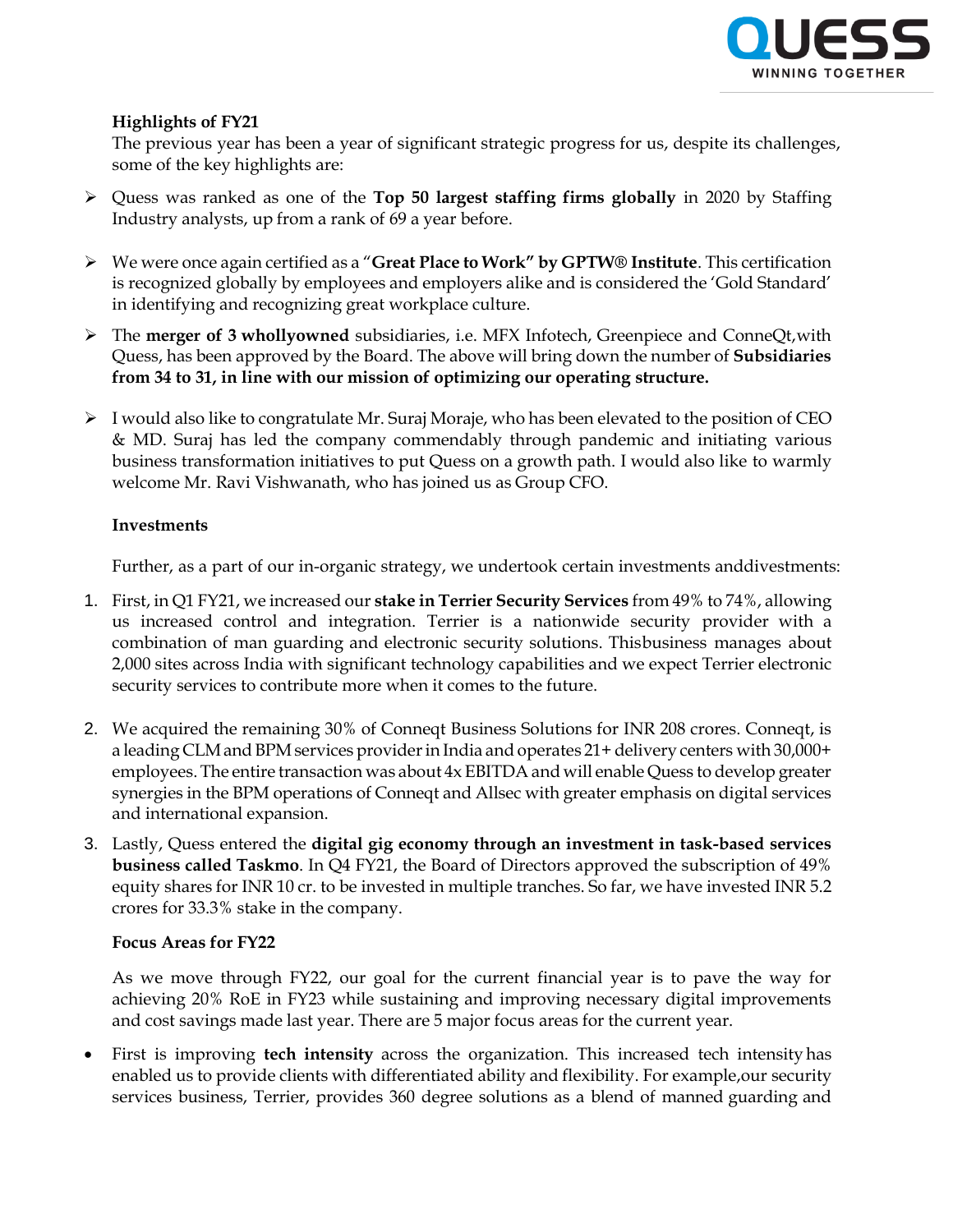**Highlights of FY21**

The previous year has been a year of significant strategic progress for us, despite its challenges, some of the key highlights are:

- Quess was ranked as one of the **Top 50 largest staffing firms globally** in 2020 by Staffing Industry analysts, up from a rank of 69 a year before.
- We were once again certified as a "**Great Place to Work" by GPTW® Institute**. This certification is recognized globally by employees and employers alike and is considered the 'Gold Standard' in identifying and recognizing great workplace culture.
- The **merger of 3 whollyowned** subsidiaries, i.e. MFX Infotech, Greenpiece and ConneQt,with Quess, has been approved by the Board. The above will bring down the number of **Subsidiaries from 34 to 31, in line with our mission of optimizing our operating structure.**
- I would also like to congratulate Mr. Suraj Moraje, who has been elevated to the position of CEO & MD. Suraj has led the company commendably through pandemic and initiating various business transformation initiatives to put Quess on a growth path. I would also like to warmly welcome Mr. Ravi Vishwanath, who has joined us as Group CFO.

**Investments**

Further, as a part of our in-organic strategy, we undertook certain investments anddivestments:

1. First, in Q1 FY21, we increased our **stake in Terrier Security Services** from 49% to 74%, allowing us increased control and integration. Terrier is a nationwide security provider with a combination of man guarding and electronic security solutions. Thisbusiness manages about 2,000 sites across India with significant technology capabilities and we expect Terrier electronic security services to contribute more when it comes to the future.
2. We acquired the remaining 30% of Conneqt Business Solutions for INR 208 crores. Conneqt, is a leading CLM and BPM services provider in India and operates 21+ delivery centers with 30,000+ employees. The entire transaction was about 4x EBITDA and will enable Quess to develop greater synergies in the BPM operations of Conneqt and Allsec with greater emphasis on digital services and international expansion.
3. Lastly, Quess entered the **digital gig economy through an investment in task-based services business called Taskmo**. In Q4 FY21, the Board of Directors approved the subscription of 49% equity shares for INR 10 cr. to be invested in multiple tranches. So far, we have invested INR 5.2 crores for 33.3% stake in the company.

**Focus Areas for FY22**

As we move through FY22, our goal for the current financial year is to pave the way for achieving 20% RoE in FY23 while sustaining and improving necessary digital improvements and cost savings made last year. There are 5 major focus areas for the current year.

- First is improving **tech intensity** across the organization. This increased tech intensity has enabled us to provide clients with differentiated ability and flexibility. For example,our security services business, Terrier, provides 360 degree solutions as a blend of manned guarding and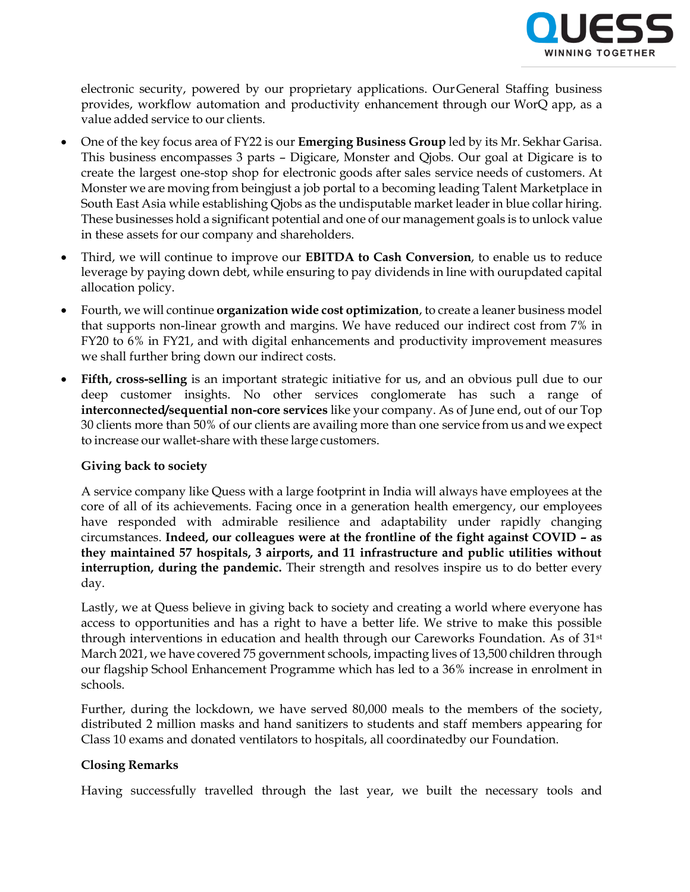electronic security, powered by our proprietary applications. Our General Staffing business provides, workflow automation and productivity enhancement through our WorQ app, as a value added service to our clients.

- One of the key focus area of FY22 is our **Emerging Business Group** led by its Mr. Sekhar Garisa. This business encompasses 3 parts – Digicare, Monster and Qjobs. Our goal at Digicare is to create the largest one-stop shop for electronic goods after sales service needs of customers. At Monster we are moving from beingjust a job portal to a becoming leading Talent Marketplace in South East Asia while establishing Qjobs as the undisputable market leader in blue collar hiring. These businesses hold a significant potential and one of our management goals is to unlock value in these assets for our company and shareholders.
- Third, we will continue to improve our **EBITDA to Cash Conversion**, to enable us to reduce leverage by paying down debt, while ensuring to pay dividends in line with ourupdated capital allocation policy.
- Fourth, we will continue **organization wide cost optimization**, to create a leaner business model that supports non-linear growth and margins. We have reduced our indirect cost from 7% in FY20 to 6% in FY21, and with digital enhancements and productivity improvement measures we shall further bring down our indirect costs.
- **Fifth, cross-selling** is an important strategic initiative for us, and an obvious pull due to our deep customer insights. No other services conglomerate has such a range of **interconnected/sequential non-core services** like your company. As of June end, out of our Top 30 clients more than 50% of our clients are availing more than one service from us and we expect to increase our wallet-share with these large customers.

**Giving back to society**

A service company like Quess with a large footprint in India will always have employees at the core of all of its achievements. Facing once in a generation health emergency, our employees have responded with admirable resilience and adaptability under rapidly changing circumstances. **Indeed, our colleagues were at the frontline of the fight against COVID – as they maintained 57 hospitals, 3 airports, and 11 infrastructure and public utilities without interruption, during the pandemic.** Their strength and resolves inspire us to do better every day.

Lastly, we at Quess believe in giving back to society and creating a world where everyone has access to opportunities and has a right to have a better life. We strive to make this possible through interventions in education and health through our Careworks Foundation. As of 31st March 2021, we have covered 75 government schools, impacting lives of 13,500 children through our flagship School Enhancement Programme which has led to a 36% increase in enrolment in schools.

Further, during the lockdown, we have served 80,000 meals to the members of the society, distributed 2 million masks and hand sanitizers to students and staff members appearing for Class 10 exams and donated ventilators to hospitals, all coordinatedby our Foundation.

**Closing Remarks**

Having successfully travelled through the last year, we built the necessary tools and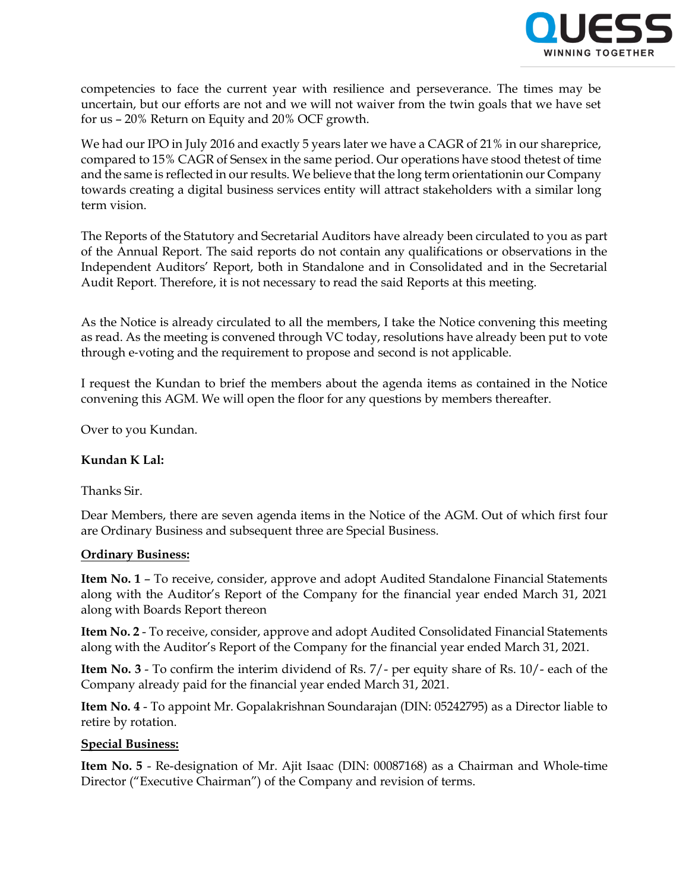competencies to face the current year with resilience and perseverance. The times may be uncertain, but our efforts are not and we will not waiver from the twin goals that we have set for us – 20% Return on Equity and 20% OCF growth.

We had our IPO in July 2016 and exactly 5 years later we have a CAGR of 21% in our shareprice, compared to 15% CAGR of Sensex in the same period. Our operations have stood thetest of time and the same is reflected in our results. We believe that the long term orientationin our Company towards creating a digital business services entity will attract stakeholders with a similar long term vision.

The Reports of the Statutory and Secretarial Auditors have already been circulated to you as part of the Annual Report. The said reports do not contain any qualifications or observations in the Independent Auditors' Report, both in Standalone and in Consolidated and in the Secretarial Audit Report. Therefore, it is not necessary to read the said Reports at this meeting.

As the Notice is already circulated to all the members, I take the Notice convening this meeting as read. As the meeting is convened through VC today, resolutions have already been put to vote through e-voting and the requirement to propose and second is not applicable.

I request the Kundan to brief the members about the agenda items as contained in the Notice convening this AGM. We will open the floor for any questions by members thereafter.

Over to you Kundan.

**Kundan K Lal:**

Thanks Sir.

Dear Members, there are seven agenda items in the Notice of the AGM. Out of which first four are Ordinary Business and subsequent three are Special Business.

**Ordinary Business:**

**Item No. 1** – To receive, consider, approve and adopt Audited Standalone Financial Statements along with the Auditor's Report of the Company for the financial year ended March 31, 2021 along with Boards Report thereon

**Item No. 2** - To receive, consider, approve and adopt Audited Consolidated Financial Statements along with the Auditor's Report of the Company for the financial year ended March 31, 2021.

**Item No. 3** - To confirm the interim dividend of Rs. 7/- per equity share of Rs. 10/- each of the Company already paid for the financial year ended March 31, 2021.

**Item No. 4** - To appoint Mr. Gopalakrishnan Soundarajan (DIN: 05242795) as a Director liable to retire by rotation.

**Special Business:**

**Item No. 5** - Re-designation of Mr. Ajit Isaac (DIN: 00087168) as a Chairman and Whole-time Director ("Executive Chairman") of the Company and revision of terms.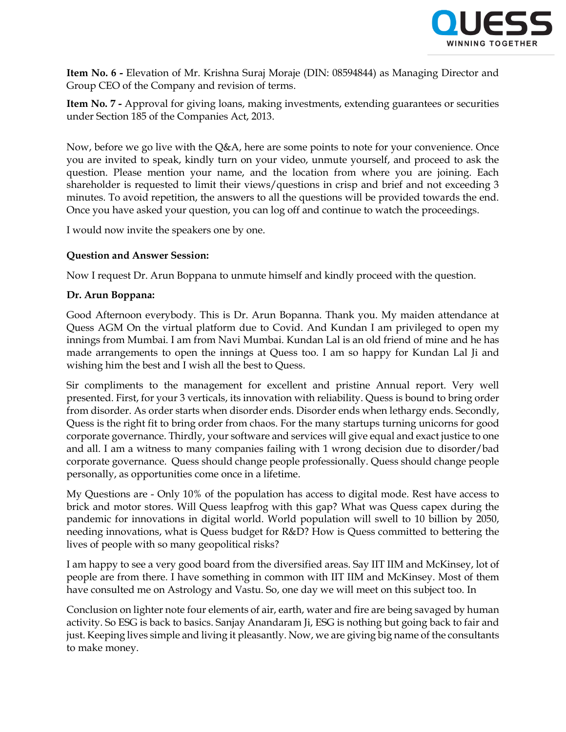**Item No. 6 -** Elevation of Mr. Krishna Suraj Moraje (DIN: 08594844) as Managing Director and Group CEO of the Company and revision of terms.

**Item No. 7 -** Approval for giving loans, making investments, extending guarantees or securities under Section 185 of the Companies Act, 2013.

Now, before we go live with the Q&A, here are some points to note for your convenience. Once you are invited to speak, kindly turn on your video, unmute yourself, and proceed to ask the question. Please mention your name, and the location from where you are joining. Each shareholder is requested to limit their views/questions in crisp and brief and not exceeding 3 minutes. To avoid repetition, the answers to all the questions will be provided towards the end. Once you have asked your question, you can log off and continue to watch the proceedings.

I would now invite the speakers one by one.

**Question and Answer Session:**

Now I request Dr. Arun Boppana to unmute himself and kindly proceed with the question.

**Dr. Arun Boppana:**

Good Afternoon everybody. This is Dr. Arun Bopanna. Thank you. My maiden attendance at Quess AGM On the virtual platform due to Covid. And Kundan I am privileged to open my innings from Mumbai. I am from Navi Mumbai. Kundan Lal is an old friend of mine and he has made arrangements to open the innings at Quess too. I am so happy for Kundan Lal Ji and wishing him the best and I wish all the best to Quess.

Sir compliments to the management for excellent and pristine Annual report. Very well presented. First, for your 3 verticals, its innovation with reliability. Quess is bound to bring order from disorder. As order starts when disorder ends. Disorder ends when lethargy ends. Secondly, Quess is the right fit to bring order from chaos. For the many startups turning unicorns for good corporate governance. Thirdly, your software and services will give equal and exact justice to one and all. I am a witness to many companies failing with 1 wrong decision due to disorder/bad corporate governance. Quess should change people professionally. Quess should change people personally, as opportunities come once in a lifetime.

My Questions are - Only 10% of the population has access to digital mode. Rest have access to brick and motor stores. Will Quess leapfrog with this gap? What was Quess capex during the pandemic for innovations in digital world. World population will swell to 10 billion by 2050, needing innovations, what is Quess budget for R&D? How is Quess committed to bettering the lives of people with so many geopolitical risks?

I am happy to see a very good board from the diversified areas. Say IIT IIM and McKinsey, lot of people are from there. I have something in common with IIT IIM and McKinsey. Most of them have consulted me on Astrology and Vastu. So, one day we will meet on this subject too. In

Conclusion on lighter note four elements of air, earth, water and fire are being savaged by human activity. So ESG is back to basics. Sanjay Anandaram Ji, ESG is nothing but going back to fair and just. Keeping lives simple and living it pleasantly. Now, we are giving big name of the consultants to make money.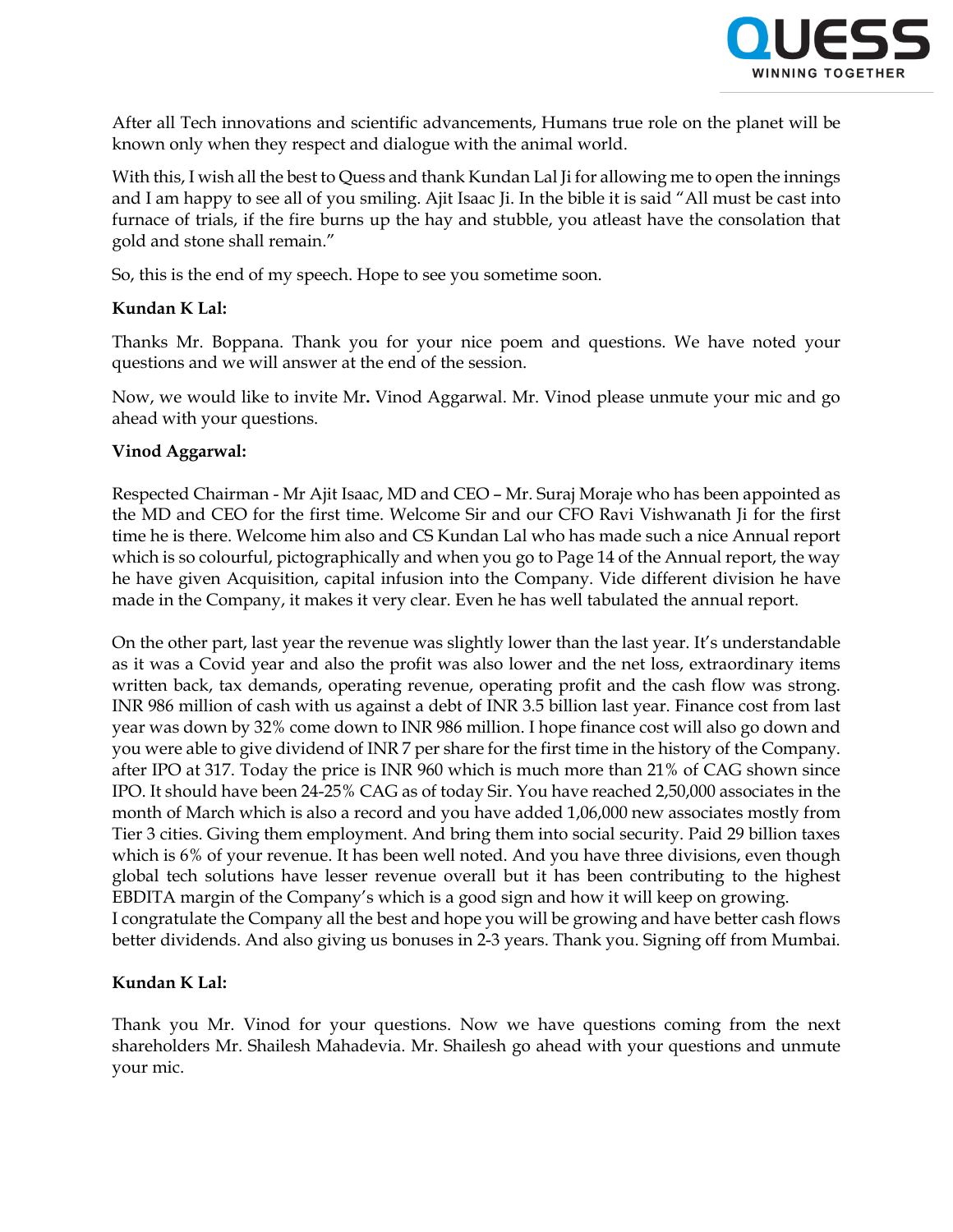After all Tech innovations and scientific advancements, Humans true role on the planet will be known only when they respect and dialogue with the animal world.

With this, I wish all the best to Quess and thank Kundan Lal Ji for allowing me to open the innings and I am happy to see all of you smiling. Ajit Isaac Ji. In the bible it is said "All must be cast into furnace of trials, if the fire burns up the hay and stubble, you atleast have the consolation that gold and stone shall remain."

So, this is the end of my speech. Hope to see you sometime soon.

**Kundan K Lal:**

Thanks Mr. Boppana. Thank you for your nice poem and questions. We have noted your questions and we will answer at the end of the session.

Now, we would like to invite Mr**.** Vinod Aggarwal. Mr. Vinod please unmute your mic and go ahead with your questions.

**Vinod Aggarwal:**

Respected Chairman - Mr Ajit Isaac, MD and CEO – Mr. Suraj Moraje who has been appointed as the MD and CEO for the first time. Welcome Sir and our CFO Ravi Vishwanath Ji for the first time he is there. Welcome him also and CS Kundan Lal who has made such a nice Annual report which is so colourful, pictographically and when you go to Page 14 of the Annual report, the way he have given Acquisition, capital infusion into the Company. Vide different division he have made in the Company, it makes it very clear. Even he has well tabulated the annual report.

On the other part, last year the revenue was slightly lower than the last year. It's understandable as it was a Covid year and also the profit was also lower and the net loss, extraordinary items written back, tax demands, operating revenue, operating profit and the cash flow was strong. INR 986 million of cash with us against a debt of INR 3.5 billion last year. Finance cost from last year was down by 32% come down to INR 986 million. I hope finance cost will also go down and you were able to give dividend of INR 7 per share for the first time in the history of the Company. after IPO at 317. Today the price is INR 960 which is much more than 21% of CAG shown since IPO. It should have been 24-25% CAG as of today Sir. You have reached 2,50,000 associates in the month of March which is also a record and you have added 1,06,000 new associates mostly from Tier 3 cities. Giving them employment. And bring them into social security. Paid 29 billion taxes which is 6% of your revenue. It has been well noted. And you have three divisions, even though global tech solutions have lesser revenue overall but it has been contributing to the highest EBDITA margin of the Company's which is a good sign and how it will keep on growing.
I congratulate the Company all the best and hope you will be growing and have better cash flows better dividends. And also giving us bonuses in 2-3 years. Thank you. Signing off from Mumbai.

**Kundan K Lal:**

Thank you Mr. Vinod for your questions. Now we have questions coming from the next shareholders Mr. Shailesh Mahadevia. Mr. Shailesh go ahead with your questions and unmute your mic.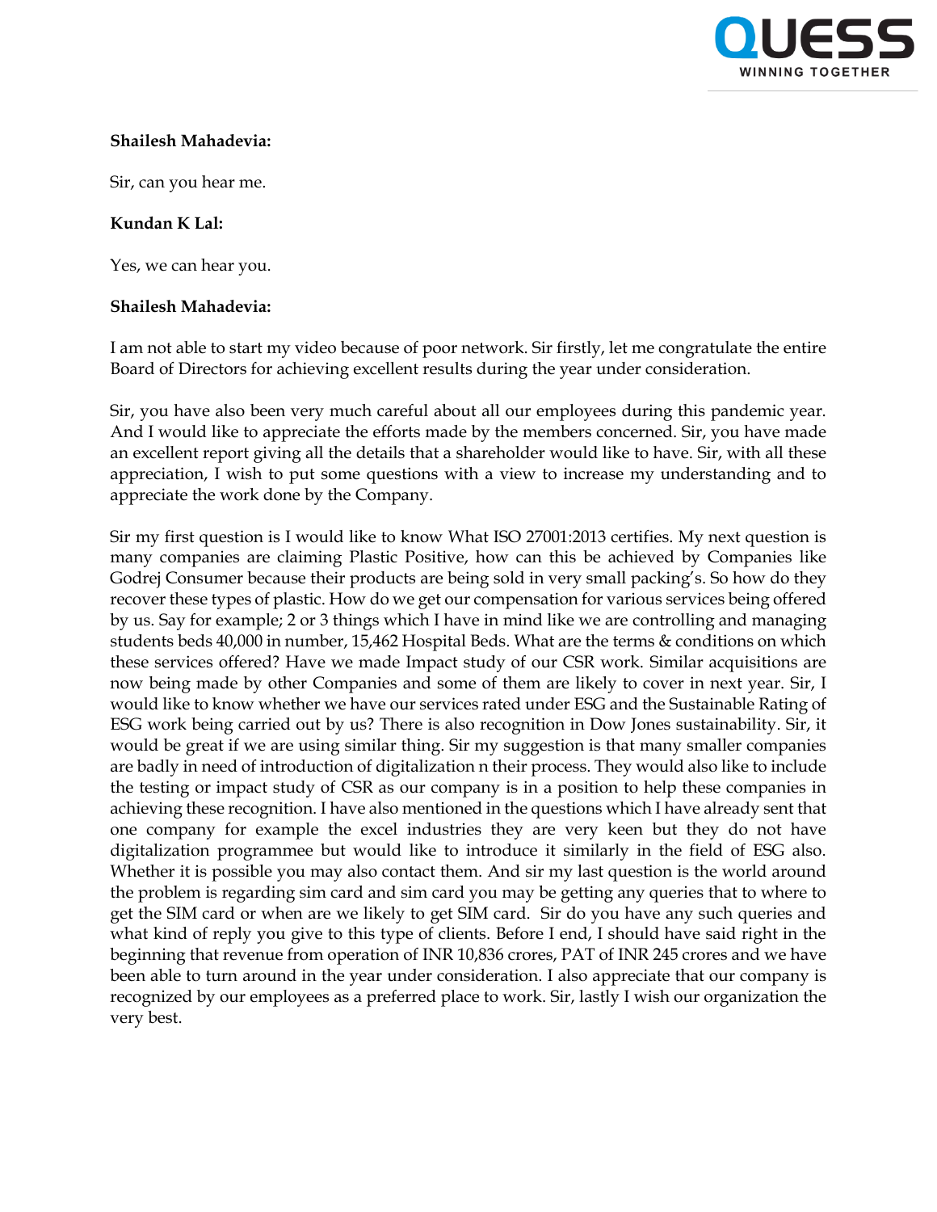**Shailesh Mahadevia:**

Sir, can you hear me.

**Kundan K Lal:**

Yes, we can hear you.

**Shailesh Mahadevia:**

I am not able to start my video because of poor network. Sir firstly, let me congratulate the entire Board of Directors for achieving excellent results during the year under consideration.

Sir, you have also been very much careful about all our employees during this pandemic year. And I would like to appreciate the efforts made by the members concerned. Sir, you have made an excellent report giving all the details that a shareholder would like to have. Sir, with all these appreciation, I wish to put some questions with a view to increase my understanding and to appreciate the work done by the Company.

Sir my first question is I would like to know What ISO 27001:2013 certifies. My next question is many companies are claiming Plastic Positive, how can this be achieved by Companies like Godrej Consumer because their products are being sold in very small packing's. So how do they recover these types of plastic. How do we get our compensation for various services being offered by us. Say for example; 2 or 3 things which I have in mind like we are controlling and managing students beds 40,000 in number, 15,462 Hospital Beds. What are the terms & conditions on which these services offered? Have we made Impact study of our CSR work. Similar acquisitions are now being made by other Companies and some of them are likely to cover in next year. Sir, I would like to know whether we have our services rated under ESG and the Sustainable Rating of ESG work being carried out by us? There is also recognition in Dow Jones sustainability. Sir, it would be great if we are using similar thing. Sir my suggestion is that many smaller companies are badly in need of introduction of digitalization n their process. They would also like to include the testing or impact study of CSR as our company is in a position to help these companies in achieving these recognition. I have also mentioned in the questions which I have already sent that one company for example the excel industries they are very keen but they do not have digitalization programmee but would like to introduce it similarly in the field of ESG also. Whether it is possible you may also contact them. And sir my last question is the world around the problem is regarding sim card and sim card you may be getting any queries that to where to get the SIM card or when are we likely to get SIM card. Sir do you have any such queries and what kind of reply you give to this type of clients. Before I end, I should have said right in the beginning that revenue from operation of INR 10,836 crores, PAT of INR 245 crores and we have been able to turn around in the year under consideration. I also appreciate that our company is recognized by our employees as a preferred place to work. Sir, lastly I wish our organization the very best.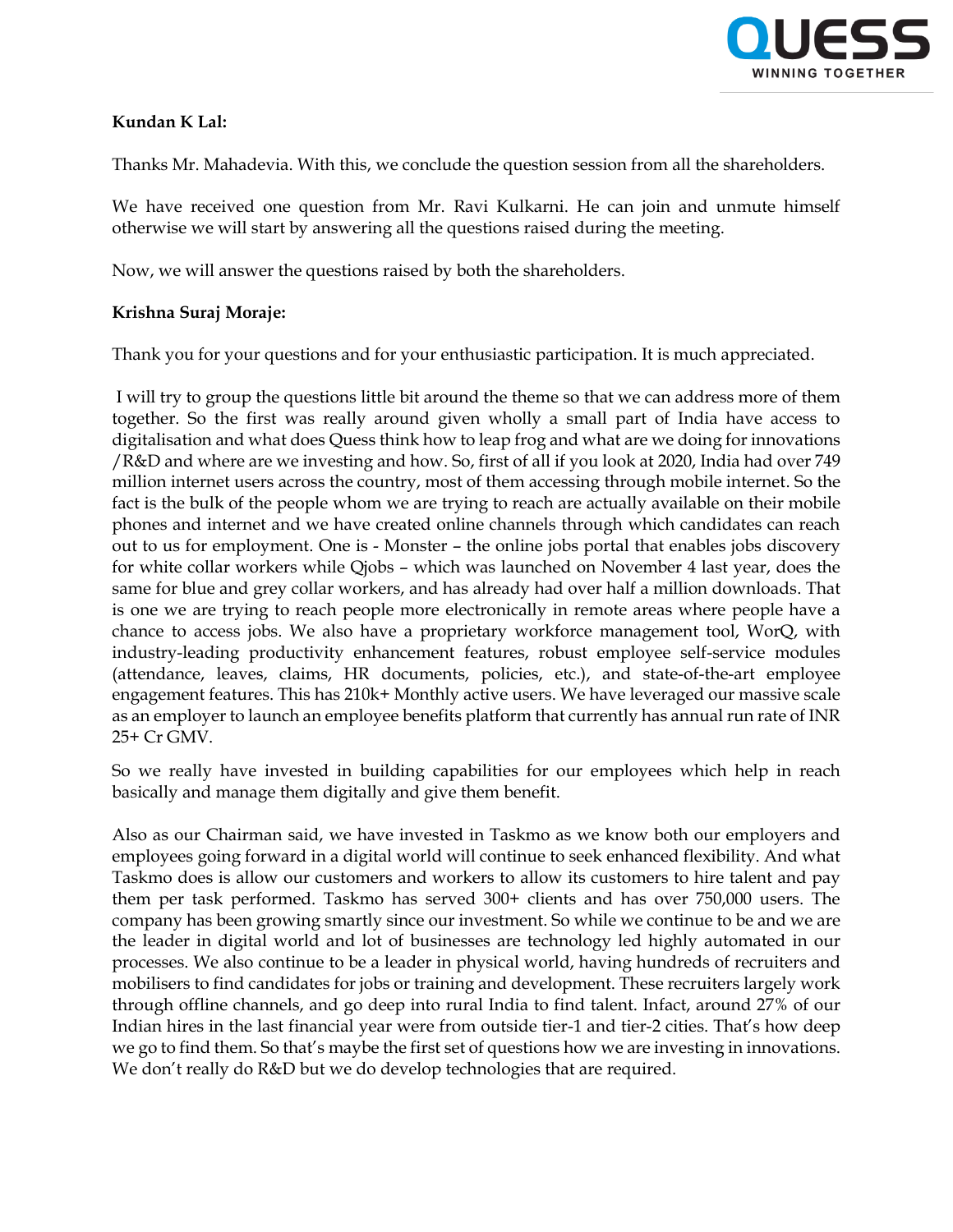**Kundan K Lal:**

Thanks Mr. Mahadevia. With this, we conclude the question session from all the shareholders.

We have received one question from Mr. Ravi Kulkarni. He can join and unmute himself otherwise we will start by answering all the questions raised during the meeting.

Now, we will answer the questions raised by both the shareholders.

**Krishna Suraj Moraje:**

Thank you for your questions and for your enthusiastic participation. It is much appreciated.

I will try to group the questions little bit around the theme so that we can address more of them together. So the first was really around given wholly a small part of India have access to digitalisation and what does Quess think how to leap frog and what are we doing for innovations /R&D and where are we investing and how. So, first of all if you look at 2020, India had over 749 million internet users across the country, most of them accessing through mobile internet. So the fact is the bulk of the people whom we are trying to reach are actually available on their mobile phones and internet and we have created online channels through which candidates can reach out to us for employment. One is - Monster – the online jobs portal that enables jobs discovery for white collar workers while Qjobs – which was launched on November 4 last year, does the same for blue and grey collar workers, and has already had over half a million downloads. That is one we are trying to reach people more electronically in remote areas where people have a chance to access jobs. We also have a proprietary workforce management tool, WorQ, with industry-leading productivity enhancement features, robust employee self-service modules (attendance, leaves, claims, HR documents, policies, etc.), and state-of-the-art employee engagement features. This has 210k+ Monthly active users. We have leveraged our massive scale as an employer to launch an employee benefits platform that currently has annual run rate of INR 25+ Cr GMV.

So we really have invested in building capabilities for our employees which help in reach basically and manage them digitally and give them benefit.

Also as our Chairman said, we have invested in Taskmo as we know both our employers and employees going forward in a digital world will continue to seek enhanced flexibility. And what Taskmo does is allow our customers and workers to allow its customers to hire talent and pay them per task performed. Taskmo has served 300+ clients and has over 750,000 users. The company has been growing smartly since our investment. So while we continue to be and we are the leader in digital world and lot of businesses are technology led highly automated in our processes. We also continue to be a leader in physical world, having hundreds of recruiters and mobilisers to find candidates for jobs or training and development. These recruiters largely work through offline channels, and go deep into rural India to find talent. Infact, around 27% of our Indian hires in the last financial year were from outside tier-1 and tier-2 cities. That's how deep we go to find them. So that's maybe the first set of questions how we are investing in innovations. We don't really do R&D but we do develop technologies that are required.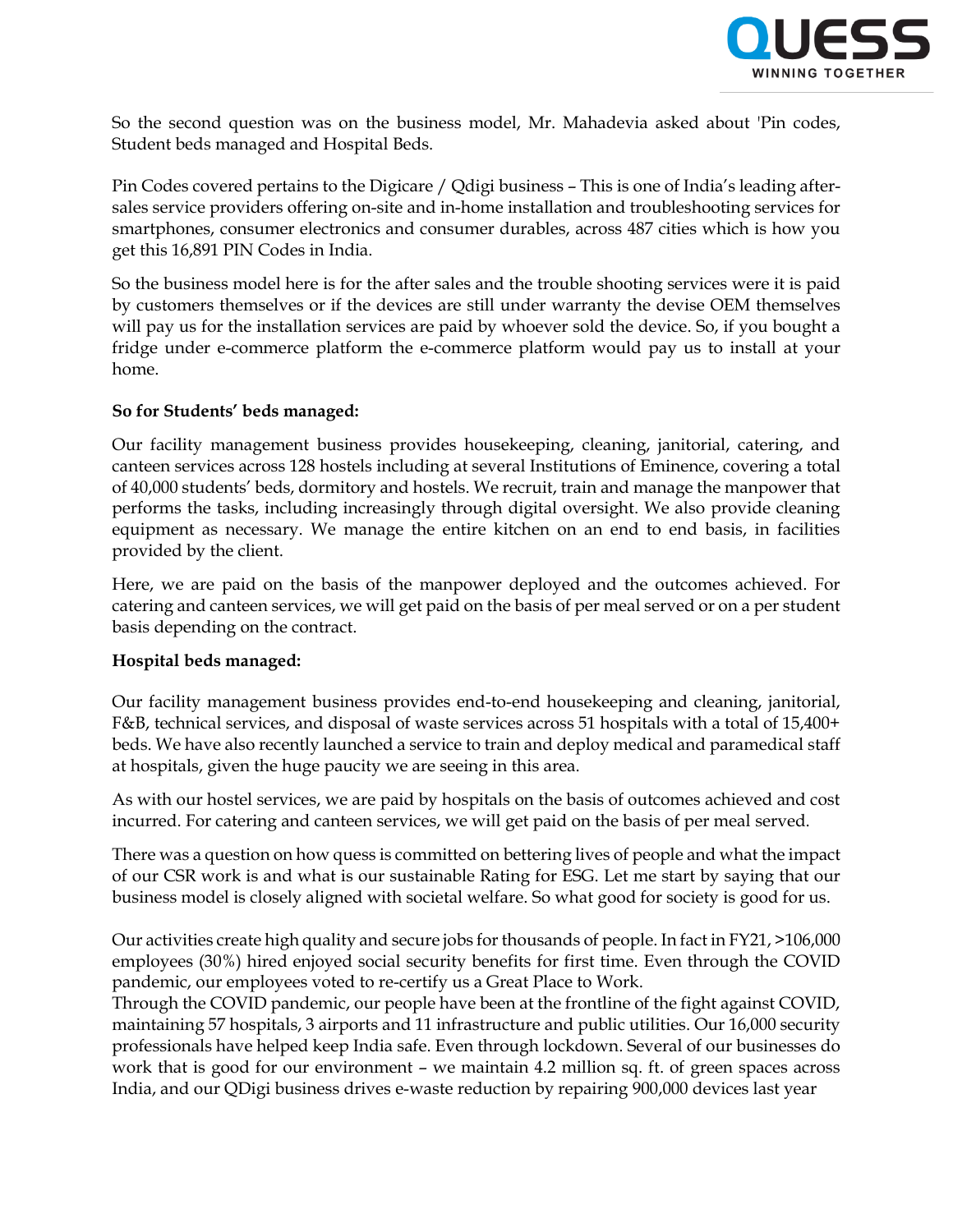So the second question was on the business model, Mr. Mahadevia asked about 'Pin codes, Student beds managed and Hospital Beds.

Pin Codes covered pertains to the Digicare / Qdigi business – This is one of India's leading after-sales service providers offering on-site and in-home installation and troubleshooting services for smartphones, consumer electronics and consumer durables, across 487 cities which is how you get this 16,891 PIN Codes in India.

So the business model here is for the after sales and the trouble shooting services were it is paid by customers themselves or if the devices are still under warranty the devise OEM themselves will pay us for the installation services are paid by whoever sold the device. So, if you bought a fridge under e-commerce platform the e-commerce platform would pay us to install at your home.

**So for Students' beds managed:**

Our facility management business provides housekeeping, cleaning, janitorial, catering, and canteen services across 128 hostels including at several Institutions of Eminence, covering a total of 40,000 students' beds, dormitory and hostels. We recruit, train and manage the manpower that performs the tasks, including increasingly through digital oversight. We also provide cleaning equipment as necessary. We manage the entire kitchen on an end to end basis, in facilities provided by the client.

Here, we are paid on the basis of the manpower deployed and the outcomes achieved. For catering and canteen services, we will get paid on the basis of per meal served or on a per student basis depending on the contract.

**Hospital beds managed:**

Our facility management business provides end-to-end housekeeping and cleaning, janitorial, F&B, technical services, and disposal of waste services across 51 hospitals with a total of 15,400+ beds. We have also recently launched a service to train and deploy medical and paramedical staff at hospitals, given the huge paucity we are seeing in this area.

As with our hostel services, we are paid by hospitals on the basis of outcomes achieved and cost incurred. For catering and canteen services, we will get paid on the basis of per meal served.

There was a question on how quess is committed on bettering lives of people and what the impact of our CSR work is and what is our sustainable Rating for ESG. Let me start by saying that our business model is closely aligned with societal welfare. So what good for society is good for us.

Our activities create high quality and secure jobs for thousands of people. In fact in FY21, >106,000 employees (30%) hired enjoyed social security benefits for first time. Even through the COVID pandemic, our employees voted to re-certify us a Great Place to Work.
Through the COVID pandemic, our people have been at the frontline of the fight against COVID, maintaining 57 hospitals, 3 airports and 11 infrastructure and public utilities. Our 16,000 security professionals have helped keep India safe. Even through lockdown. Several of our businesses do work that is good for our environment – we maintain 4.2 million sq. ft. of green spaces across India, and our QDigi business drives e-waste reduction by repairing 900,000 devices last year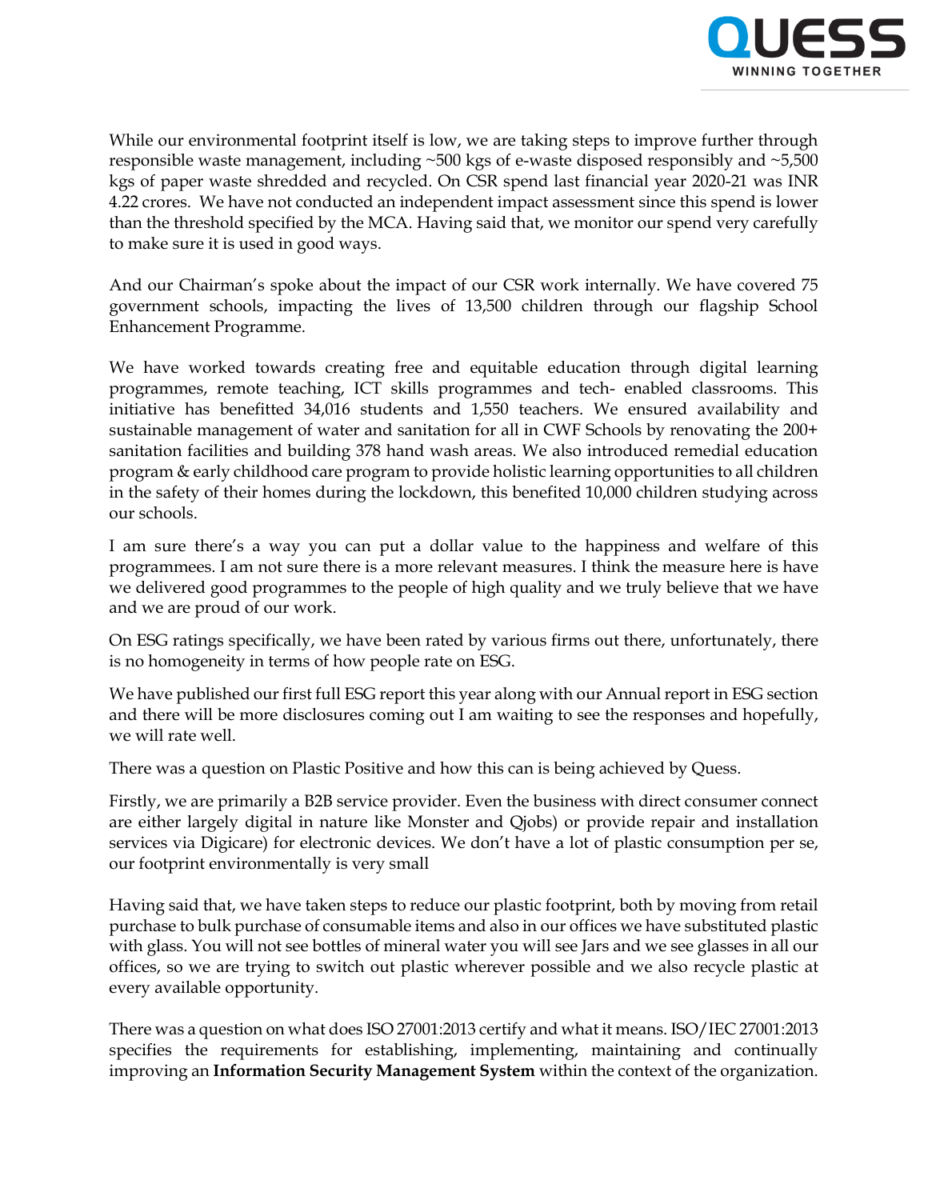While our environmental footprint itself is low, we are taking steps to improve further through responsible waste management, including ~500 kgs of e-waste disposed responsibly and ~5,500 kgs of paper waste shredded and recycled. On CSR spend last financial year 2020-21 was INR 4.22 crores. We have not conducted an independent impact assessment since this spend is lower than the threshold specified by the MCA. Having said that, we monitor our spend very carefully to make sure it is used in good ways.

And our Chairman's spoke about the impact of our CSR work internally. We have covered 75 government schools, impacting the lives of 13,500 children through our flagship School Enhancement Programme.

We have worked towards creating free and equitable education through digital learning programmes, remote teaching, ICT skills programmes and tech- enabled classrooms. This initiative has benefitted 34,016 students and 1,550 teachers. We ensured availability and sustainable management of water and sanitation for all in CWF Schools by renovating the 200+ sanitation facilities and building 378 hand wash areas. We also introduced remedial education program & early childhood care program to provide holistic learning opportunities to all children in the safety of their homes during the lockdown, this benefited 10,000 children studying across our schools.

I am sure there's a way you can put a dollar value to the happiness and welfare of this programmees. I am not sure there is a more relevant measures. I think the measure here is have we delivered good programmes to the people of high quality and we truly believe that we have and we are proud of our work.

On ESG ratings specifically, we have been rated by various firms out there, unfortunately, there is no homogeneity in terms of how people rate on ESG.

We have published our first full ESG report this year along with our Annual report in ESG section and there will be more disclosures coming out I am waiting to see the responses and hopefully, we will rate well.

There was a question on Plastic Positive and how this can is being achieved by Quess.

Firstly, we are primarily a B2B service provider. Even the business with direct consumer connect are either largely digital in nature like Monster and Qjobs) or provide repair and installation services via Digicare) for electronic devices. We don't have a lot of plastic consumption per se, our footprint environmentally is very small

Having said that, we have taken steps to reduce our plastic footprint, both by moving from retail purchase to bulk purchase of consumable items and also in our offices we have substituted plastic with glass. You will not see bottles of mineral water you will see Jars and we see glasses in all our offices, so we are trying to switch out plastic wherever possible and we also recycle plastic at every available opportunity.

There was a question on what does ISO 27001:2013 certify and what it means. ISO/IEC 27001:2013 specifies the requirements for establishing, implementing, maintaining and continually improving an **Information Security Management System** within the context of the organization.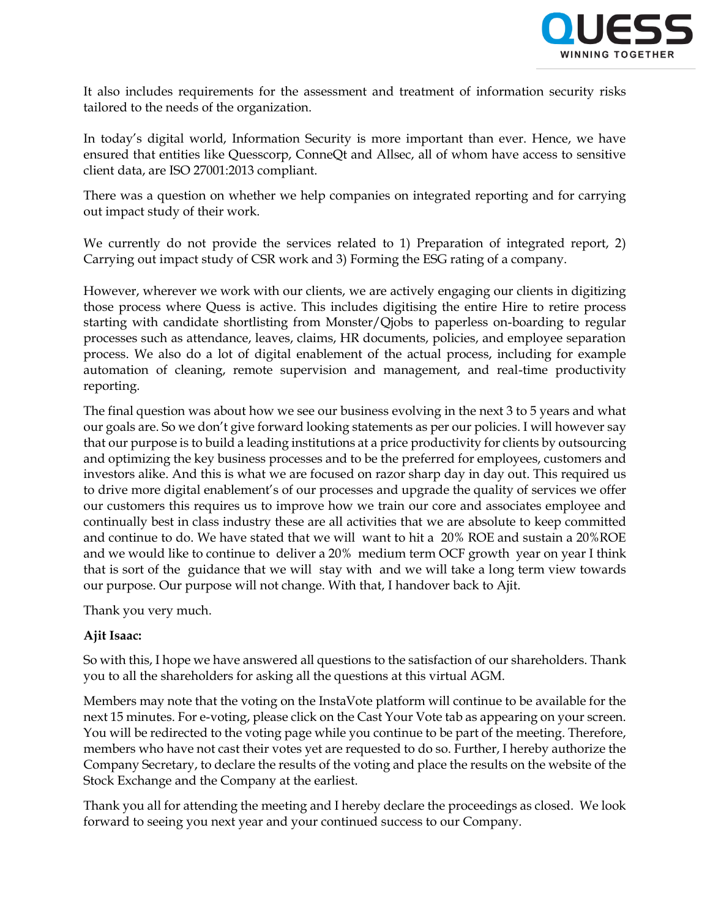It also includes requirements for the assessment and treatment of information security risks tailored to the needs of the organization.

In today's digital world, Information Security is more important than ever. Hence, we have ensured that entities like Quesscorp, ConneQt and Allsec, all of whom have access to sensitive client data, are ISO 27001:2013 compliant.

There was a question on whether we help companies on integrated reporting and for carrying out impact study of their work.

We currently do not provide the services related to 1) Preparation of integrated report, 2) Carrying out impact study of CSR work and 3) Forming the ESG rating of a company.

However, wherever we work with our clients, we are actively engaging our clients in digitizing those process where Quess is active. This includes digitising the entire Hire to retire process starting with candidate shortlisting from Monster/Qjobs to paperless on-boarding to regular processes such as attendance, leaves, claims, HR documents, policies, and employee separation process. We also do a lot of digital enablement of the actual process, including for example automation of cleaning, remote supervision and management, and real-time productivity reporting.

The final question was about how we see our business evolving in the next 3 to 5 years and what our goals are. So we don't give forward looking statements as per our policies. I will however say that our purpose is to build a leading institutions at a price productivity for clients by outsourcing and optimizing the key business processes and to be the preferred for employees, customers and investors alike. And this is what we are focused on razor sharp day in day out. This required us to drive more digital enablement's of our processes and upgrade the quality of services we offer our customers this requires us to improve how we train our core and associates employee and continually best in class industry these are all activities that we are absolute to keep committed and continue to do. We have stated that we will want to hit a 20% ROE and sustain a 20%ROE and we would like to continue to deliver a 20% medium term OCF growth year on year I think that is sort of the guidance that we will stay with and we will take a long term view towards our purpose. Our purpose will not change. With that, I handover back to Ajit.

Thank you very much.

**Ajit Isaac:**

So with this, I hope we have answered all questions to the satisfaction of our shareholders. Thank you to all the shareholders for asking all the questions at this virtual AGM.

Members may note that the voting on the InstaVote platform will continue to be available for the next 15 minutes. For e-voting, please click on the Cast Your Vote tab as appearing on your screen. You will be redirected to the voting page while you continue to be part of the meeting. Therefore, members who have not cast their votes yet are requested to do so. Further, I hereby authorize the Company Secretary, to declare the results of the voting and place the results on the website of the Stock Exchange and the Company at the earliest.

Thank you all for attending the meeting and I hereby declare the proceedings as closed. We look forward to seeing you next year and your continued success to our Company.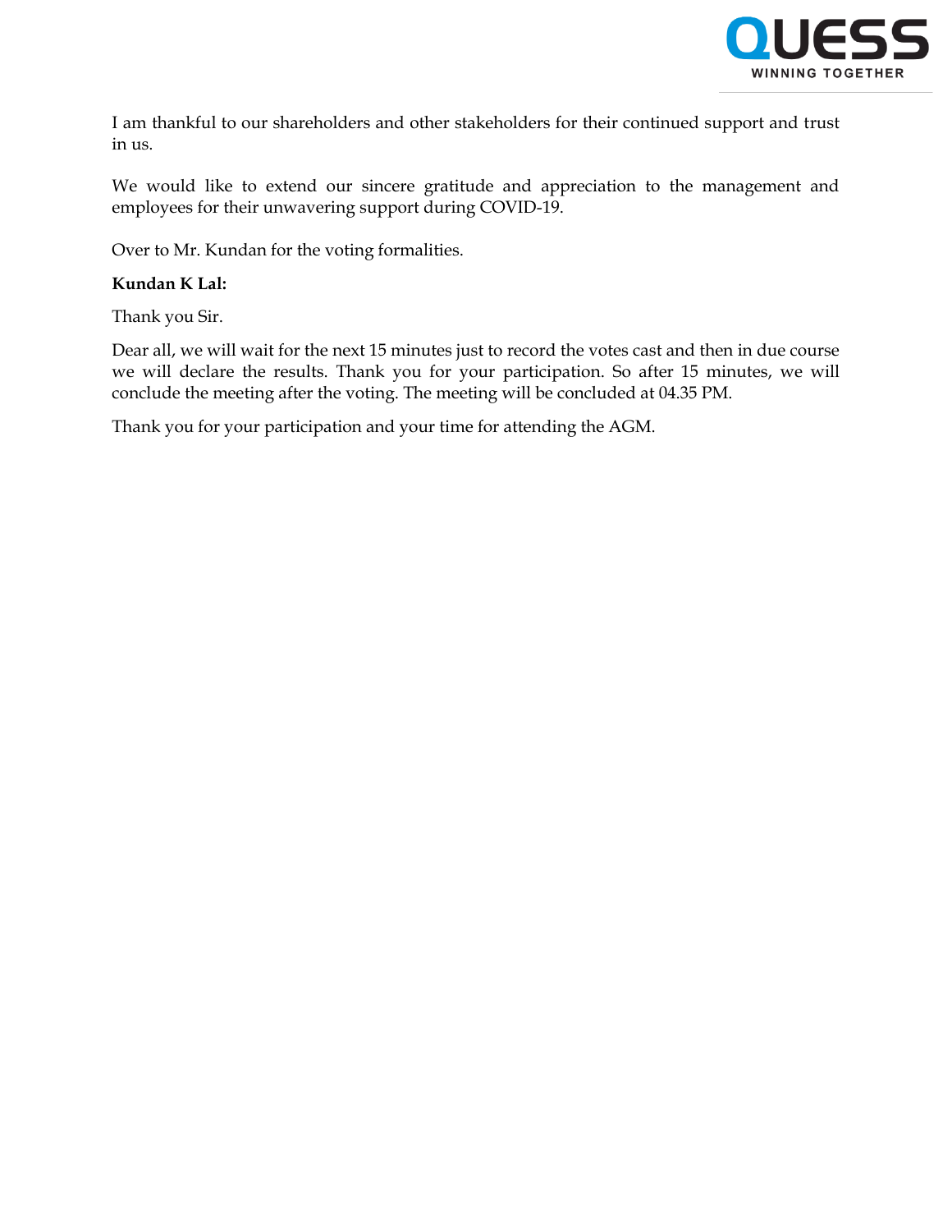I am thankful to our shareholders and other stakeholders for their continued support and trust in us.

We would like to extend our sincere gratitude and appreciation to the management and employees for their unwavering support during COVID-19.

Over to Mr. Kundan for the voting formalities.

**Kundan K Lal:**

Thank you Sir.

Dear all, we will wait for the next 15 minutes just to record the votes cast and then in due course we will declare the results. Thank you for your participation. So after 15 minutes, we will conclude the meeting after the voting. The meeting will be concluded at 04.35 PM.

Thank you for your participation and your time for attending the AGM.